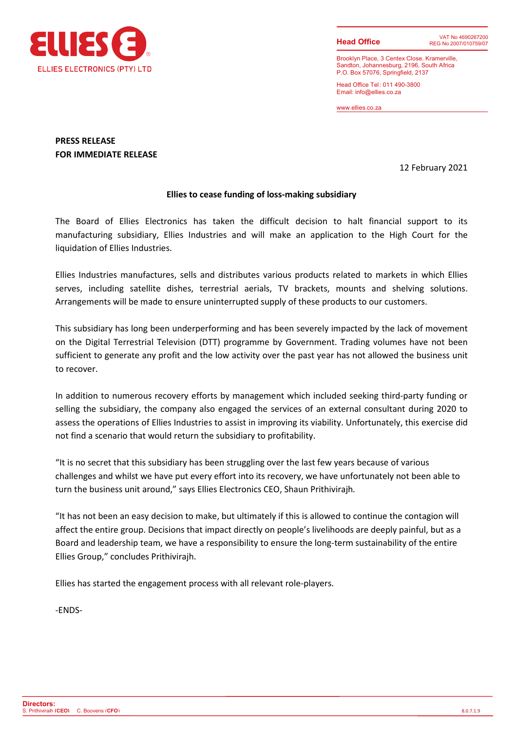ELLIES ELECTRONICS (PTY) LTD

**Head Office**

VAT No 4690267200
REG No 2007/010759/07

Brooklyn Place, 3 Centex Close. Kramerville, Sandton, Johannesburg, 2196, South Africa
P.O. Box 57076, Springfield, 2137

Head Office Tel: 011 490-3800
Email: info@ellies.co.za

www.ellies.co.za

**PRESS RELEASE**
**FOR IMMEDIATE RELEASE**

12 February 2021

**Ellies to cease funding of loss-making subsidiary**

The Board of Ellies Electronics has taken the difficult decision to halt financial support to its manufacturing subsidiary, Ellies Industries and will make an application to the High Court for the liquidation of Ellies Industries.

Ellies Industries manufactures, sells and distributes various products related to markets in which Ellies serves, including satellite dishes, terrestrial aerials, TV brackets, mounts and shelving solutions. Arrangements will be made to ensure uninterrupted supply of these products to our customers.

This subsidiary has long been underperforming and has been severely impacted by the lack of movement on the Digital Terrestrial Television (DTT) programme by Government. Trading volumes have not been sufficient to generate any profit and the low activity over the past year has not allowed the business unit to recover.

In addition to numerous recovery efforts by management which included seeking third-party funding or selling the subsidiary, the company also engaged the services of an external consultant during 2020 to assess the operations of Ellies Industries to assist in improving its viability. Unfortunately, this exercise did not find a scenario that would return the subsidiary to profitability.

"It is no secret that this subsidiary has been struggling over the last few years because of various challenges and whilst we have put every effort into its recovery, we have unfortunately not been able to turn the business unit around," says Ellies Electronics CEO, Shaun Prithivirajh.

"It has not been an easy decision to make, but ultimately if this is allowed to continue the contagion will affect the entire group. Decisions that impact directly on people's livelihoods are deeply painful, but as a Board and leadership team, we have a responsibility to ensure the long-term sustainability of the entire Ellies Group," concludes Prithivirajh.

Ellies has started the engagement process with all relevant role-players.

-ENDS-

**Directors:**
S. Prithivirajh (**CEO**) C. Boovens (**CFO**)

8.0.7.1.9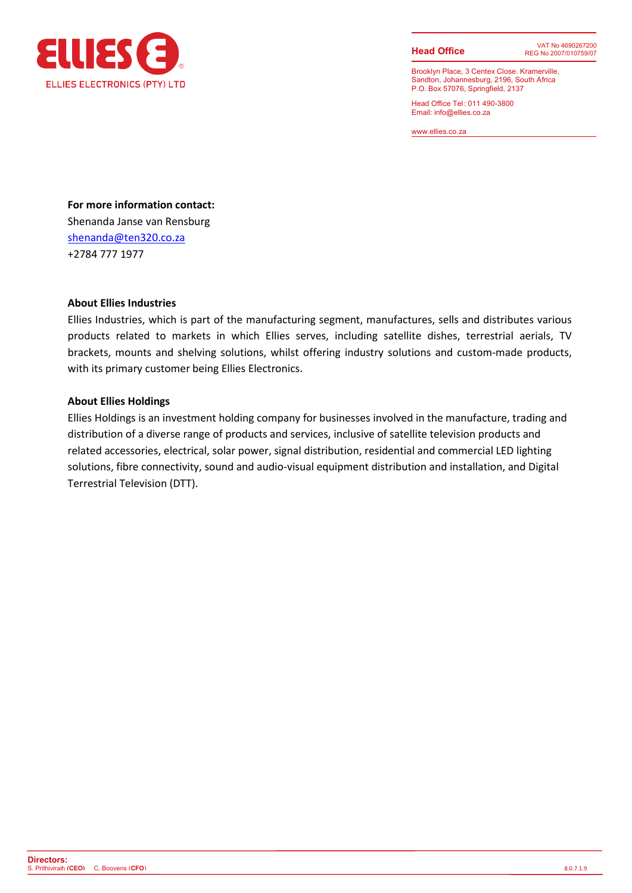**For more information contact:**
Shenanda Janse van Rensburg
shenanda@ten320.co.za
+2784 777 1977

**About Ellies Industries**

Ellies Industries, which is part of the manufacturing segment, manufactures, sells and distributes various products related to markets in which Ellies serves, including satellite dishes, terrestrial aerials, TV brackets, mounts and shelving solutions, whilst offering industry solutions and custom-made products, with its primary customer being Ellies Electronics.

**About Ellies Holdings**

Ellies Holdings is an investment holding company for businesses involved in the manufacture, trading and distribution of a diverse range of products and services, inclusive of satellite television products and related accessories, electrical, solar power, signal distribution, residential and commercial LED lighting solutions, fibre connectivity, sound and audio-visual equipment distribution and installation, and Digital Terrestrial Television (DTT).